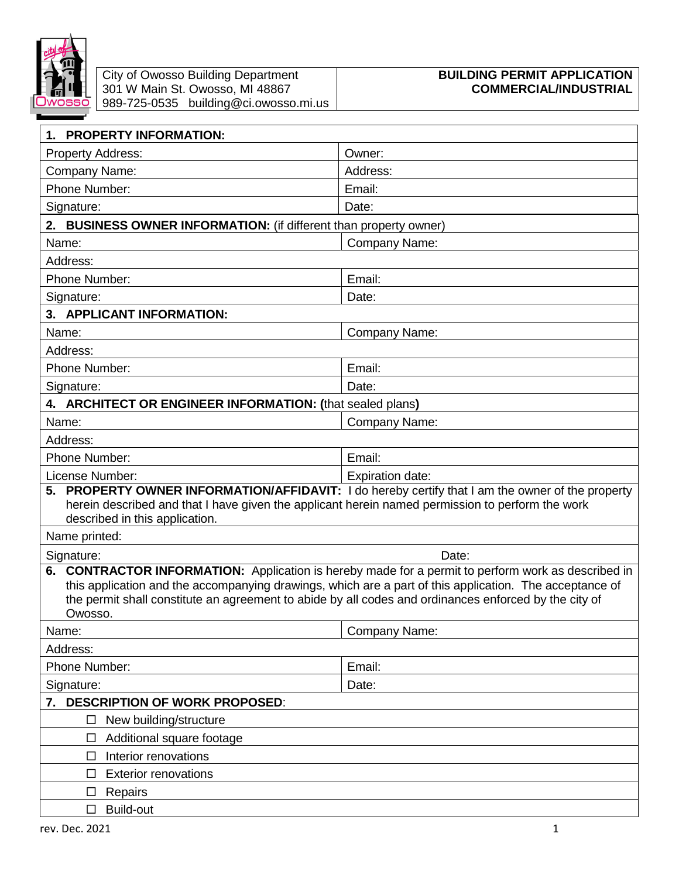City of Owosso Building Department
301 W Main St. Owosso, MI 48867
989-725-0535 building@ci.owosso.mi.us

**BUILDING PERMIT APPLICATION**
**COMMERCIAL/INDUSTRIAL**

| **1. PROPERTY INFORMATION:** | |
|---|---|
| Property Address: | Owner: |
| Company Name: | Address: |
| Phone Number: | Email: |
| Signature: | Date: |
| **2. BUSINESS OWNER INFORMATION:** (if different than property owner) | |
| Name: | Company Name: |
| Address: | |
| Phone Number: | Email: |
| Signature: | Date: |
| **3. APPLICANT INFORMATION:** | |
| Name: | Company Name: |
| Address: | |
| Phone Number: | Email: |
| Signature: | Date: |
| **4. ARCHITECT OR ENGINEER INFORMATION: (**that sealed plans**)** | |
| Name: | Company Name: |
| Address: | |
| Phone Number: | Email: |
| License Number: | Expiration date: |
| **5. PROPERTY OWNER INFORMATION/AFFIDAVIT:** I do hereby certify that I am the owner of the property herein described and that I have given the applicant herein named permission to perform the work described in this application. | |
| Name printed: | |
| Signature: | Date: |
| **6. CONTRACTOR INFORMATION:** Application is hereby made for a permit to perform work as described in this application and the accompanying drawings, which are a part of this application. The acceptance of the permit shall constitute an agreement to abide by all codes and ordinances enforced by the city of Owosso. | |
| Name: | Company Name: |
| Address: | |
| Phone Number: | Email: |
| Signature: | Date: |
| **7. DESCRIPTION OF WORK PROPOSED**: | |
| ☐ New building/structure | |
| ☐ Additional square footage | |
| ☐ Interior renovations | |
| ☐ Exterior renovations | |
| ☐ Repairs | |
| ☐ Build-out | |

rev. Dec. 2021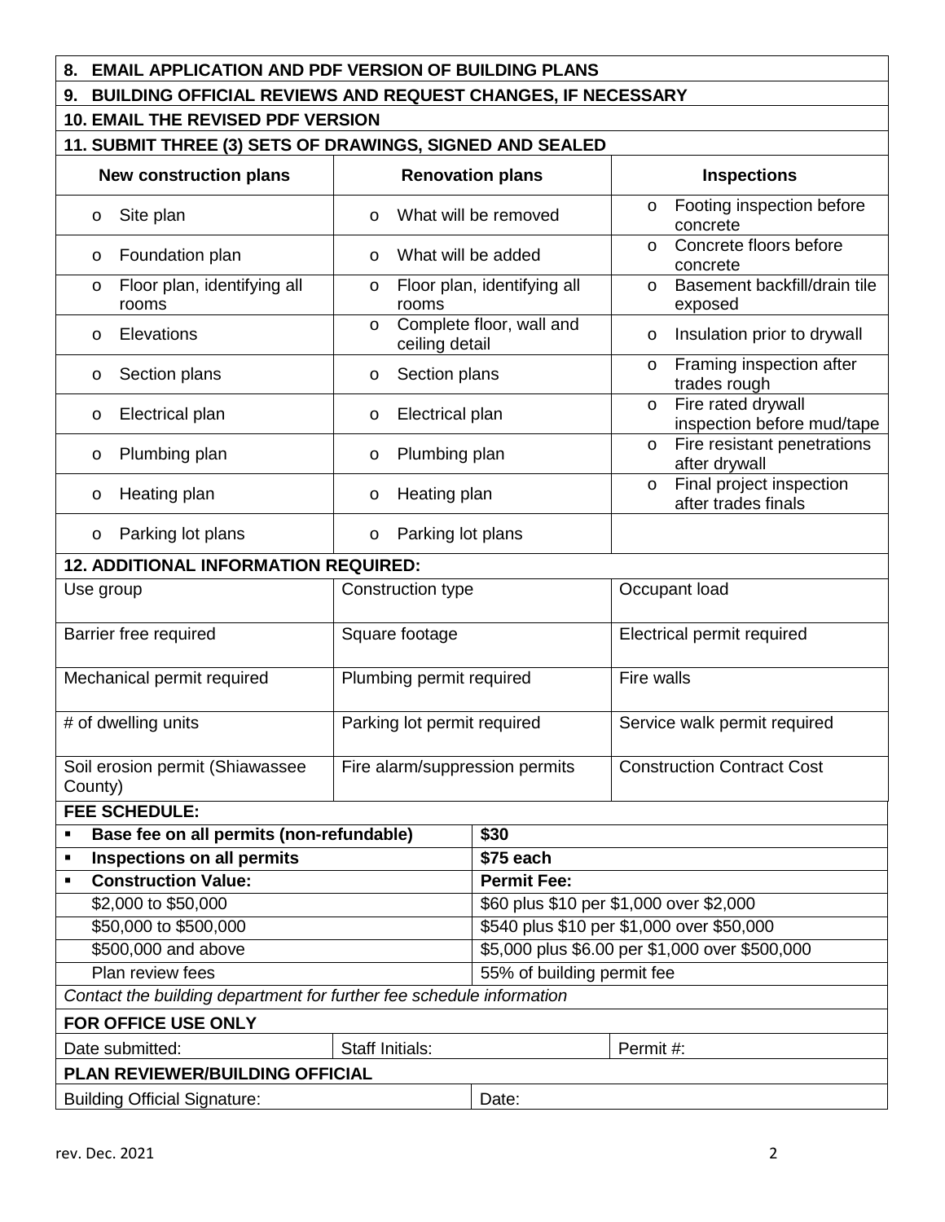**8. EMAIL APPLICATION AND PDF VERSION OF BUILDING PLANS**

**9. BUILDING OFFICIAL REVIEWS AND REQUEST CHANGES, IF NECESSARY**

**10. EMAIL THE REVISED PDF VERSION**

**11. SUBMIT THREE (3) SETS OF DRAWINGS, SIGNED AND SEALED**

| New construction plans | Renovation plans | Inspections |
| --- | --- | --- |
| o Site plan | o What will be removed | o Footing inspection before concrete |
| o Foundation plan | o What will be added | o Concrete floors before concrete |
| o Floor plan, identifying all rooms | o Floor plan, identifying all rooms | o Basement backfill/drain tile exposed |
| o Elevations | o Complete floor, wall and ceiling detail | o Insulation prior to drywall |
| o Section plans | o Section plans | o Framing inspection after trades rough |
| o Electrical plan | o Electrical plan | o Fire rated drywall inspection before mud/tape |
| o Plumbing plan | o Plumbing plan | o Fire resistant penetrations after drywall |
| o Heating plan | o Heating plan | o Final project inspection after trades finals |
| o Parking lot plans | o Parking lot plans | |

**12. ADDITIONAL INFORMATION REQUIRED:**

| | | |
| --- | --- | --- |
| Use group | Construction type | Occupant load |
| Barrier free required | Square footage | Electrical permit required |
| Mechanical permit required | Plumbing permit required | Fire walls |
| # of dwelling units | Parking lot permit required | Service walk permit required |
| Soil erosion permit (Shiawassee County) | Fire alarm/suppression permits | Construction Contract Cost |

**FEE SCHEDULE:**

| | |
| --- | --- |
| ▪ **Base fee on all permits (non-refundable)** | **$30** |
| ▪ **Inspections on all permits** | **$75 each** |
| ▪ **Construction Value:** | **Permit Fee:** |
| $2,000 to $50,000 | $60 plus $10 per $1,000 over $2,000 |
| $50,000 to $500,000 | $540 plus $10 per $1,000 over $50,000 |
| $500,000 and above | $5,000 plus $6.00 per $1,000 over $500,000 |
| Plan review fees | 55% of building permit fee |

*Contact the building department for further fee schedule information*

**FOR OFFICE USE ONLY**

| | | |
| --- | --- | --- |
| Date submitted: | Staff Initials: | Permit #: |

**PLAN REVIEWER/BUILDING OFFICIAL**

| | |
| --- | --- |
| Building Official Signature: | Date: |

rev. Dec. 2021